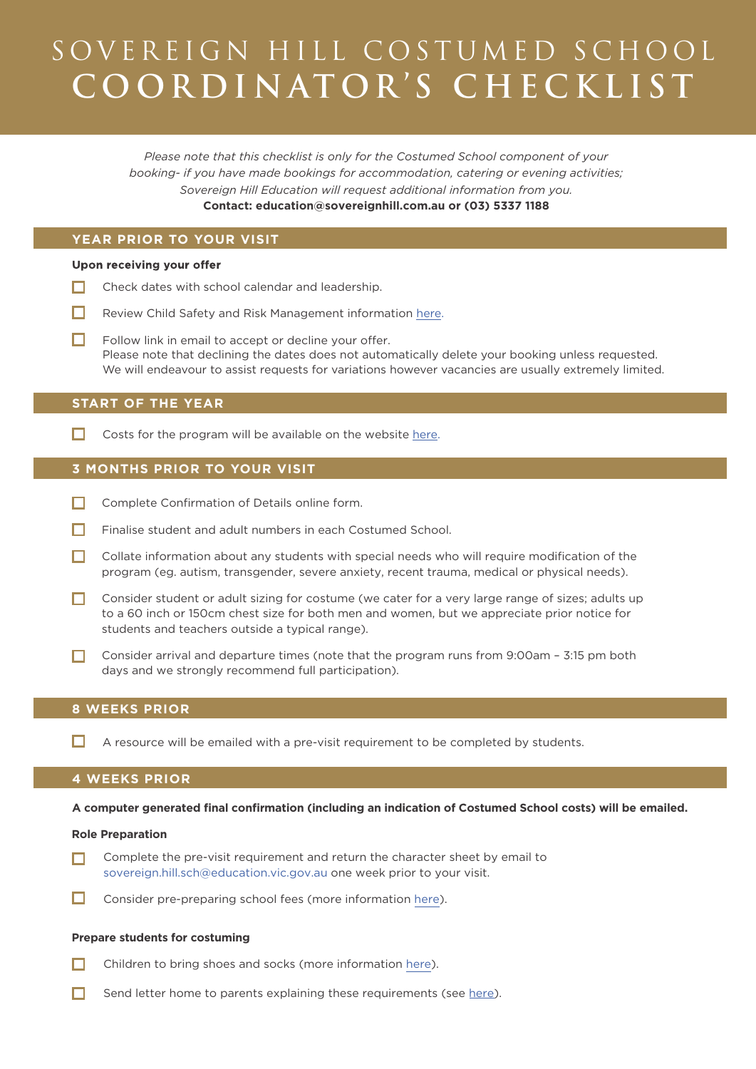# SOVEREIGN HILL COSTUMED SCHOOL
# COORDINATOR'S CHECKLIST

*Please note that this checklist is only for the Costumed School component of your booking- if you have made bookings for accommodation, catering or evening activities; Sovereign Hill Education will request additional information from you.*

**Contact: education@sovereignhill.com.au or (03) 5337 1188**

## YEAR PRIOR TO YOUR VISIT

**Upon receiving your offer**

- ☐ Check dates with school calendar and leadership.
- ☐ Review Child Safety and Risk Management information here.
- ☐ Follow link in email to accept or decline your offer.
  Please note that declining the dates does not automatically delete your booking unless requested. We will endeavour to assist requests for variations however vacancies are usually extremely limited.

## START OF THE YEAR

- ☐ Costs for the program will be available on the website here.

## 3 MONTHS PRIOR TO YOUR VISIT

- ☐ Complete Confirmation of Details online form.
- ☐ Finalise student and adult numbers in each Costumed School.
- ☐ Collate information about any students with special needs who will require modification of the program (eg. autism, transgender, severe anxiety, recent trauma, medical or physical needs).
- ☐ Consider student or adult sizing for costume (we cater for a very large range of sizes; adults up to a 60 inch or 150cm chest size for both men and women, but we appreciate prior notice for students and teachers outside a typical range).
- ☐ Consider arrival and departure times (note that the program runs from 9:00am – 3:15 pm both days and we strongly recommend full participation).

## 8 WEEKS PRIOR

- ☐ A resource will be emailed with a pre-visit requirement to be completed by students.

## 4 WEEKS PRIOR

**A computer generated final confirmation (including an indication of Costumed School costs) will be emailed.**

**Role Preparation**

- ☐ Complete the pre-visit requirement and return the character sheet by email to sovereign.hill.sch@education.vic.gov.au one week prior to your visit.
- ☐ Consider pre-preparing school fees (more information here).

**Prepare students for costuming**

- ☐ Children to bring shoes and socks (more information here).
- ☐ Send letter home to parents explaining these requirements (see here).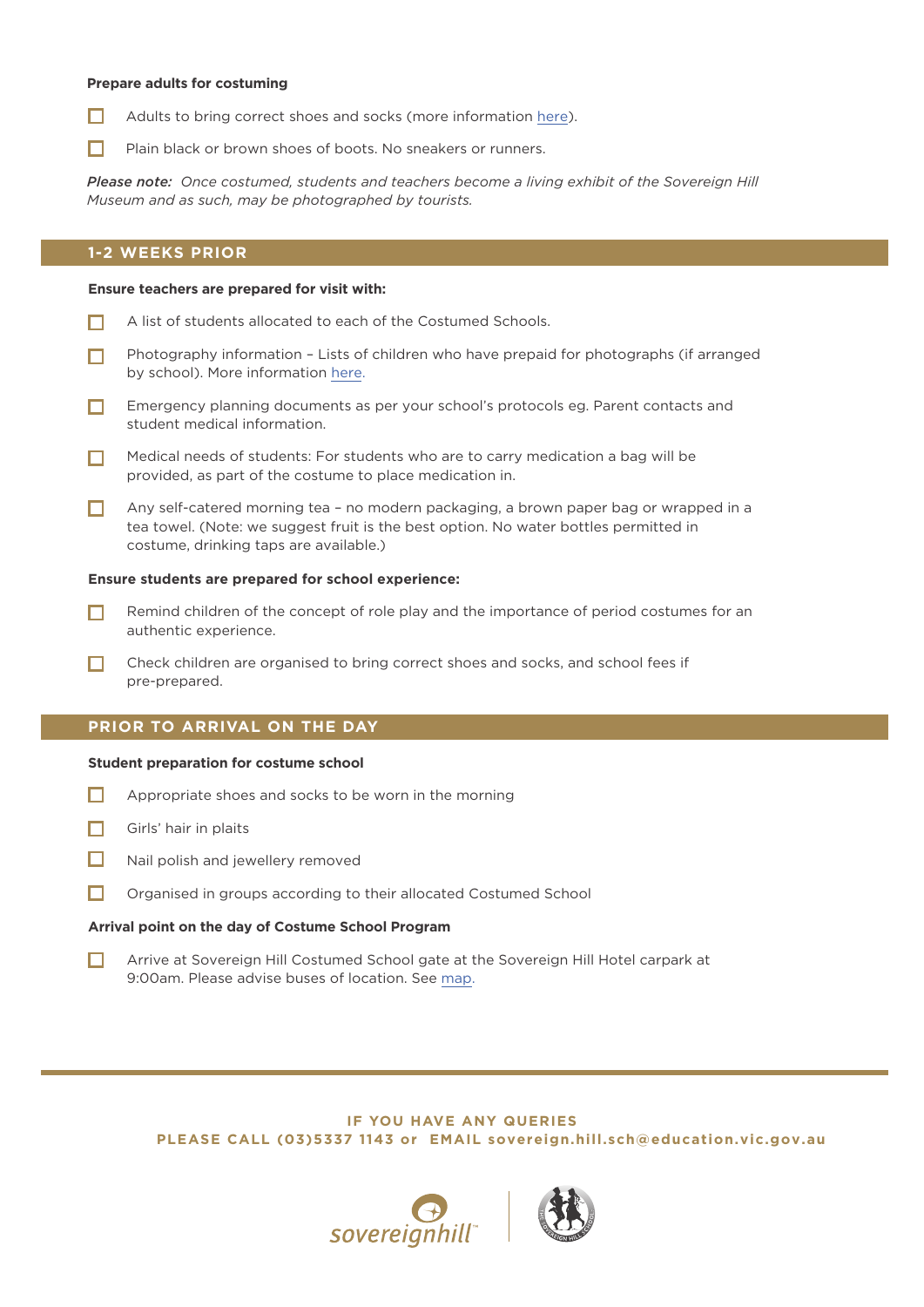**Prepare adults for costuming**

- ☐ Adults to bring correct shoes and socks (more information here).
- ☐ Plain black or brown shoes of boots. No sneakers or runners.

***Please note:*** *Once costumed, students and teachers become a living exhibit of the Sovereign Hill Museum and as such, may be photographed by tourists.*

## 1-2 WEEKS PRIOR

**Ensure teachers are prepared for visit with:**

- ☐ A list of students allocated to each of the Costumed Schools.
- ☐ Photography information – Lists of children who have prepaid for photographs (if arranged by school). More information here.
- ☐ Emergency planning documents as per your school's protocols eg. Parent contacts and student medical information.
- ☐ Medical needs of students: For students who are to carry medication a bag will be provided, as part of the costume to place medication in.
- ☐ Any self-catered morning tea – no modern packaging, a brown paper bag or wrapped in a tea towel. (Note: we suggest fruit is the best option. No water bottles permitted in costume, drinking taps are available.)

**Ensure students are prepared for school experience:**

- ☐ Remind children of the concept of role play and the importance of period costumes for an authentic experience.
- ☐ Check children are organised to bring correct shoes and socks, and school fees if pre-prepared.

## PRIOR TO ARRIVAL ON THE DAY

**Student preparation for costume school**

- ☐ Appropriate shoes and socks to be worn in the morning
- ☐ Girls' hair in plaits
- ☐ Nail polish and jewellery removed
- ☐ Organised in groups according to their allocated Costumed School

**Arrival point on the day of Costume School Program**

- ☐ Arrive at Sovereign Hill Costumed School gate at the Sovereign Hill Hotel carpark at 9:00am. Please advise buses of location. See map.

**IF YOU HAVE ANY QUERIES**
**PLEASE CALL (03)5337 1143 or EMAIL sovereign.hill.sch@education.vic.gov.au**

sovereignhill™